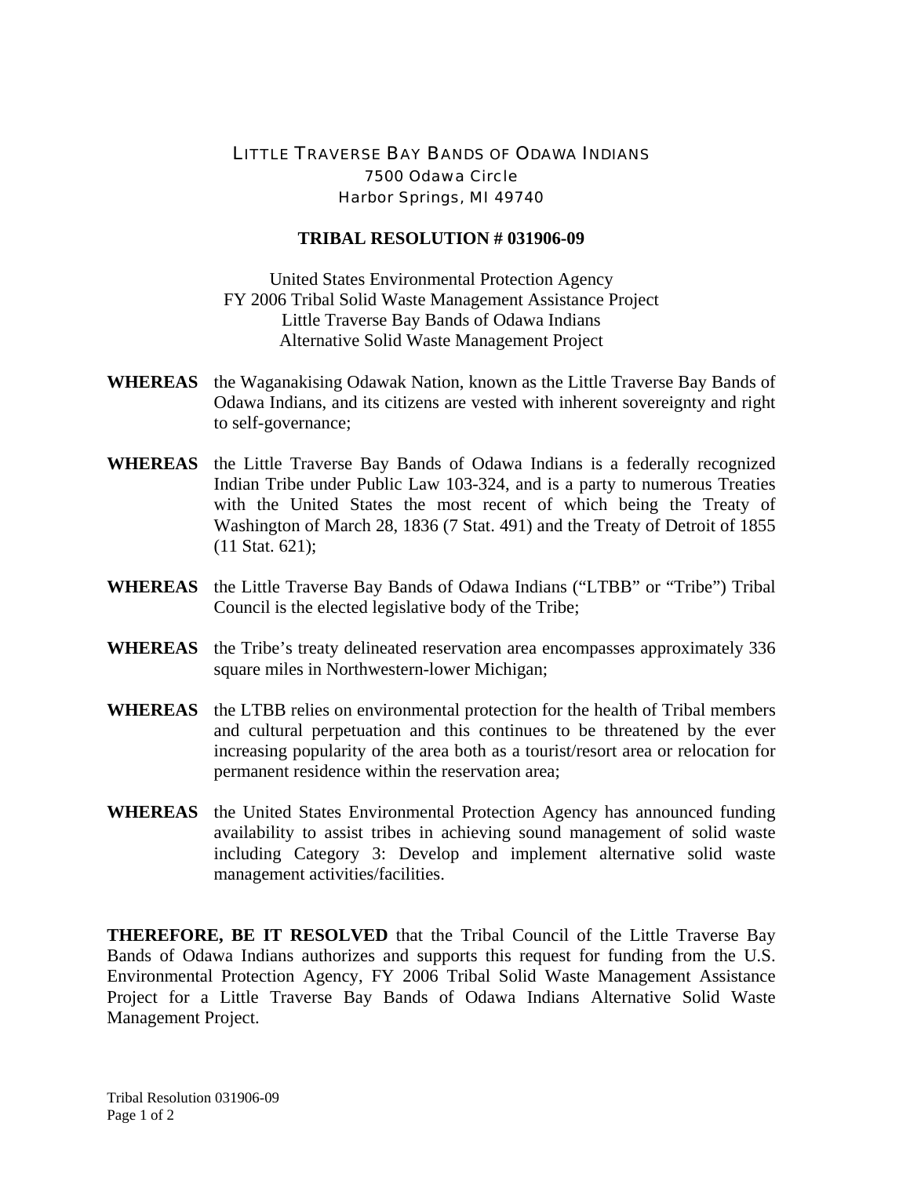LITTLE TRAVERSE BAY BANDS OF ODAWA INDIANS
7500 Odawa Circle
Harbor Springs, MI 49740

**TRIBAL RESOLUTION # 031906-09**

United States Environmental Protection Agency
FY 2006 Tribal Solid Waste Management Assistance Project
Little Traverse Bay Bands of Odawa Indians
Alternative Solid Waste Management Project

**WHEREAS** the Waganakising Odawak Nation, known as the Little Traverse Bay Bands of Odawa Indians, and its citizens are vested with inherent sovereignty and right to self-governance;

**WHEREAS** the Little Traverse Bay Bands of Odawa Indians is a federally recognized Indian Tribe under Public Law 103-324, and is a party to numerous Treaties with the United States the most recent of which being the Treaty of Washington of March 28, 1836 (7 Stat. 491) and the Treaty of Detroit of 1855 (11 Stat. 621);

**WHEREAS** the Little Traverse Bay Bands of Odawa Indians ("LTBB" or "Tribe") Tribal Council is the elected legislative body of the Tribe;

**WHEREAS** the Tribe's treaty delineated reservation area encompasses approximately 336 square miles in Northwestern-lower Michigan;

**WHEREAS** the LTBB relies on environmental protection for the health of Tribal members and cultural perpetuation and this continues to be threatened by the ever increasing popularity of the area both as a tourist/resort area or relocation for permanent residence within the reservation area;

**WHEREAS** the United States Environmental Protection Agency has announced funding availability to assist tribes in achieving sound management of solid waste including Category 3: Develop and implement alternative solid waste management activities/facilities.

**THEREFORE, BE IT RESOLVED** that the Tribal Council of the Little Traverse Bay Bands of Odawa Indians authorizes and supports this request for funding from the U.S. Environmental Protection Agency, FY 2006 Tribal Solid Waste Management Assistance Project for a Little Traverse Bay Bands of Odawa Indians Alternative Solid Waste Management Project.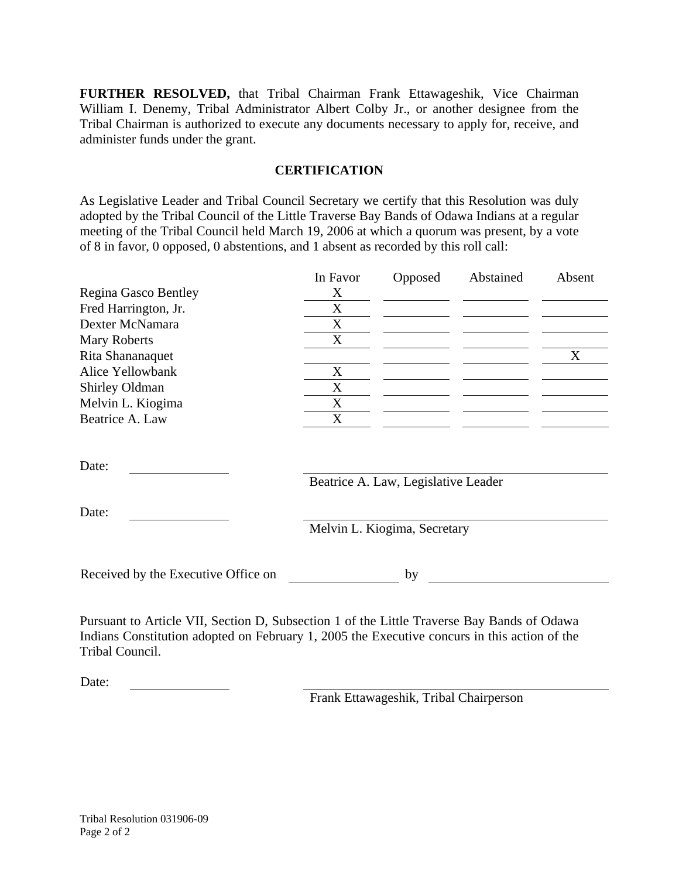**FURTHER RESOLVED,** that Tribal Chairman Frank Ettawageshik, Vice Chairman William I. Denemy, Tribal Administrator Albert Colby Jr., or another designee from the Tribal Chairman is authorized to execute any documents necessary to apply for, receive, and administer funds under the grant.

## CERTIFICATION

As Legislative Leader and Tribal Council Secretary we certify that this Resolution was duly adopted by the Tribal Council of the Little Traverse Bay Bands of Odawa Indians at a regular meeting of the Tribal Council held March 19, 2006 at which a quorum was present, by a vote of 8 in favor, 0 opposed, 0 abstentions, and 1 absent as recorded by this roll call:

| | In Favor | Opposed | Abstained | Absent |
|---|---|---|---|---|
| Regina Gasco Bentley | X | | | |
| Fred Harrington, Jr. | X | | | |
| Dexter McNamara | X | | | |
| Mary Roberts | X | | | |
| Rita Shananaquet | | | | X |
| Alice Yellowbank | X | | | |
| Shirley Oldman | X | | | |
| Melvin L. Kiogima | X | | | |
| Beatrice A. Law | X | | | |

Date: ______________

______________________________
Beatrice A. Law, Legislative Leader

Date: ______________

______________________________
Melvin L. Kiogima, Secretary

Received by the Executive Office on ______________ by ______________________

Pursuant to Article VII, Section D, Subsection 1 of the Little Traverse Bay Bands of Odawa Indians Constitution adopted on February 1, 2005 the Executive concurs in this action of the Tribal Council.

Date: ______________

______________________________
Frank Ettawageshik, Tribal Chairperson

Tribal Resolution 031906-09